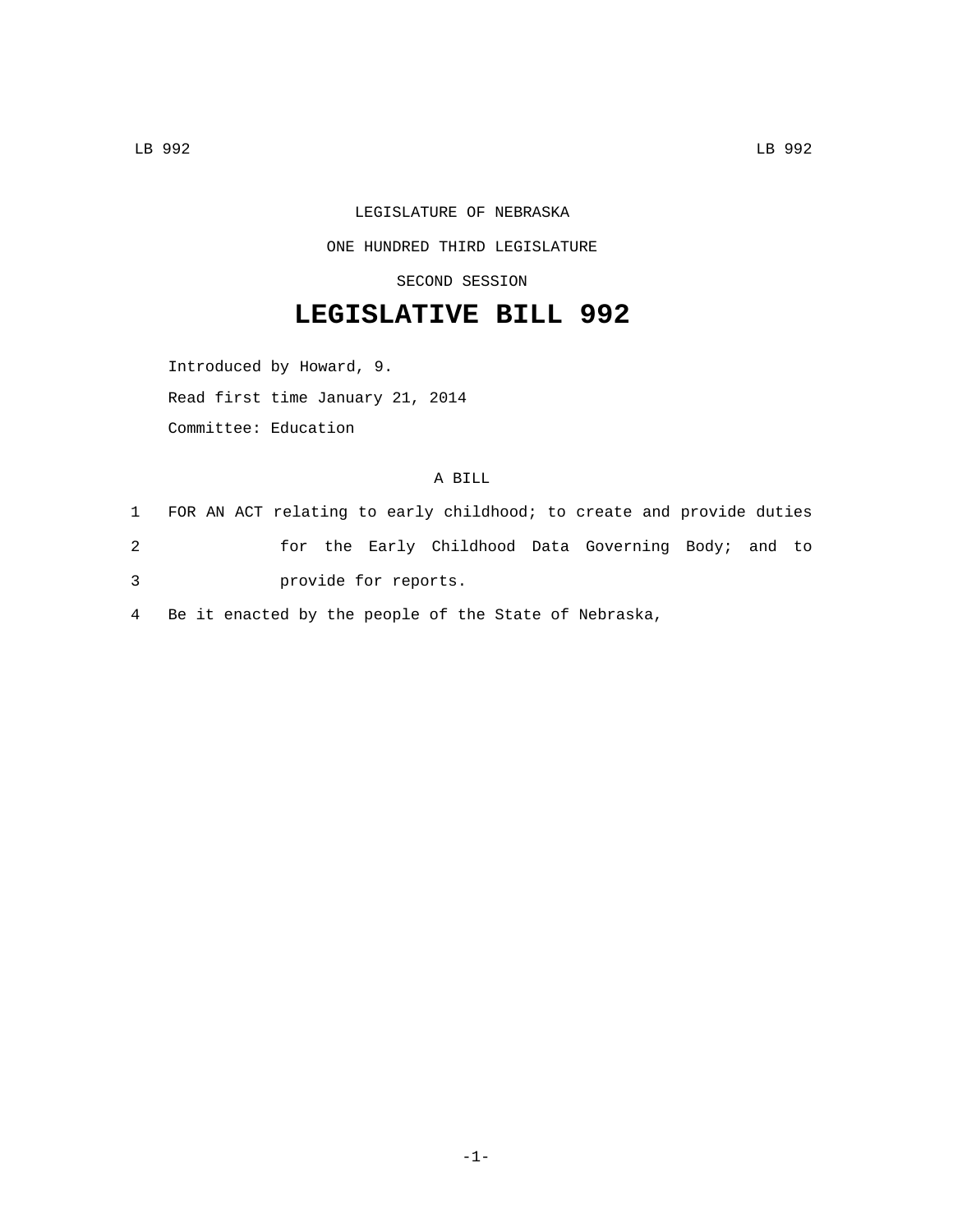LEGISLATURE OF NEBRASKA

ONE HUNDRED THIRD LEGISLATURE

SECOND SESSION

# LEGISLATIVE BILL 992

Introduced by Howard, 9.

Read first time January 21, 2014

Committee: Education

A BILL

1 FOR AN ACT relating to early childhood; to create and provide duties
2 for the Early Childhood Data Governing Body; and to
3 provide for reports.
4 Be it enacted by the people of the State of Nebraska,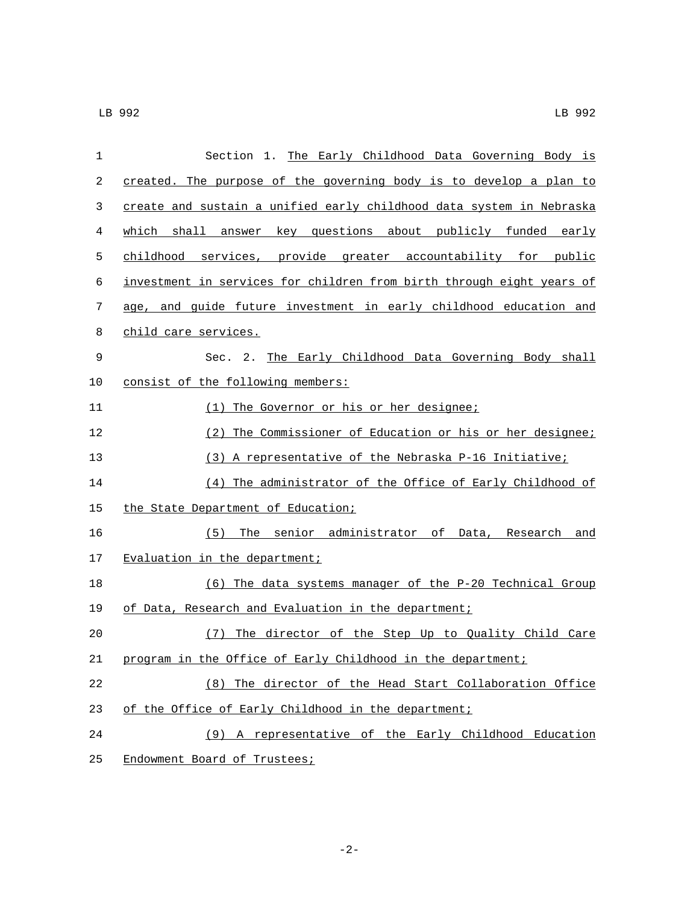Section 1. The Early Childhood Data Governing Body is created. The purpose of the governing body is to develop a plan to create and sustain a unified early childhood data system in Nebraska which shall answer key questions about publicly funded early childhood services, provide greater accountability for public investment in services for children from birth through eight years of age, and guide future investment in early childhood education and child care services.

Sec. 2. The Early Childhood Data Governing Body shall consist of the following members:

(1) The Governor or his or her designee;

(2) The Commissioner of Education or his or her designee;

(3) A representative of the Nebraska P-16 Initiative;

(4) The administrator of the Office of Early Childhood of the State Department of Education;

(5) The senior administrator of Data, Research and Evaluation in the department;

(6) The data systems manager of the P-20 Technical Group of Data, Research and Evaluation in the department;

(7) The director of the Step Up to Quality Child Care program in the Office of Early Childhood in the department;

(8) The director of the Head Start Collaboration Office of the Office of Early Childhood in the department;

(9) A representative of the Early Childhood Education Endowment Board of Trustees;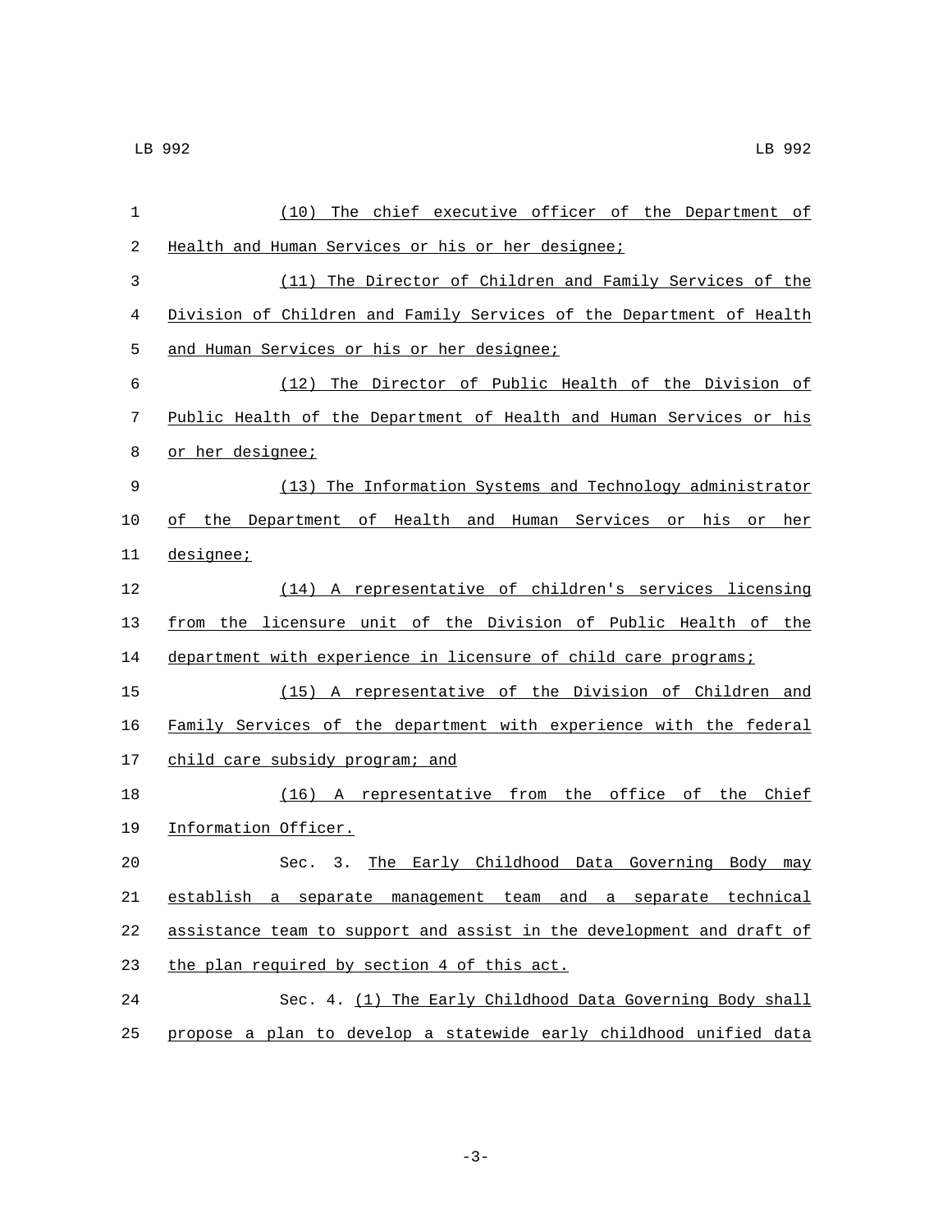(10) The chief executive officer of the Department of Health and Human Services or his or her designee;

(11) The Director of Children and Family Services of the Division of Children and Family Services of the Department of Health and Human Services or his or her designee;

(12) The Director of Public Health of the Division of Public Health of the Department of Health and Human Services or his or her designee;

(13) The Information Systems and Technology administrator of the Department of Health and Human Services or his or her designee;

(14) A representative of children's services licensing from the licensure unit of the Division of Public Health of the department with experience in licensure of child care programs;

(15) A representative of the Division of Children and Family Services of the department with experience with the federal child care subsidy program; and

(16) A representative from the office of the Chief Information Officer.

Sec. 3. The Early Childhood Data Governing Body may establish a separate management team and a separate technical assistance team to support and assist in the development and draft of the plan required by section 4 of this act.

Sec. 4. (1) The Early Childhood Data Governing Body shall propose a plan to develop a statewide early childhood unified data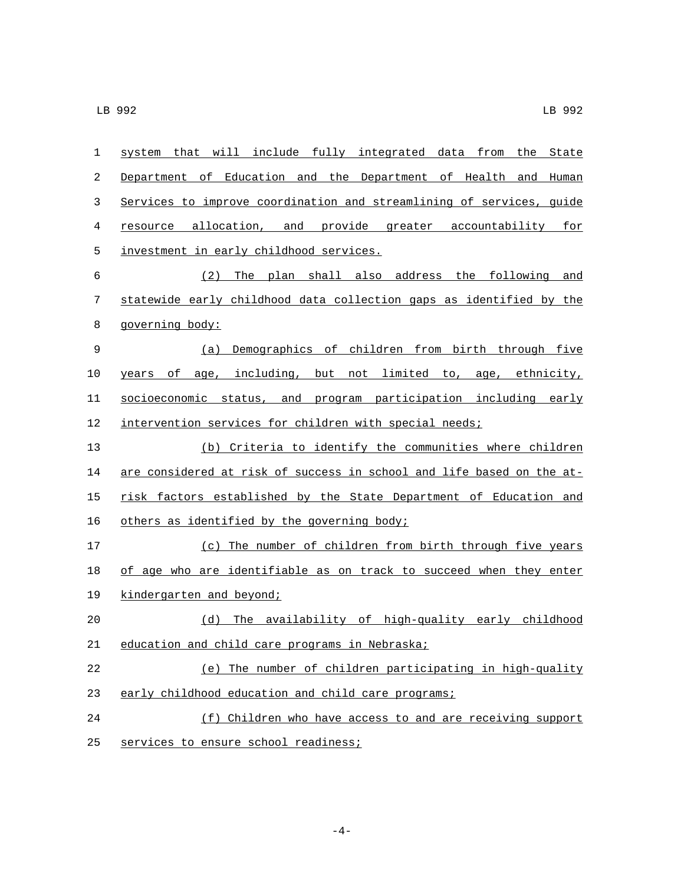system that will include fully integrated data from the State Department of Education and the Department of Health and Human Services to improve coordination and streamlining of services, guide resource allocation, and provide greater accountability for investment in early childhood services.

(2) The plan shall also address the following and statewide early childhood data collection gaps as identified by the governing body:

(a) Demographics of children from birth through five years of age, including, but not limited to, age, ethnicity, socioeconomic status, and program participation including early intervention services for children with special needs;

(b) Criteria to identify the communities where children are considered at risk of success in school and life based on the at-risk factors established by the State Department of Education and others as identified by the governing body;

(c) The number of children from birth through five years of age who are identifiable as on track to succeed when they enter kindergarten and beyond;

(d) The availability of high-quality early childhood education and child care programs in Nebraska;

(e) The number of children participating in high-quality early childhood education and child care programs;

(f) Children who have access to and are receiving support services to ensure school readiness;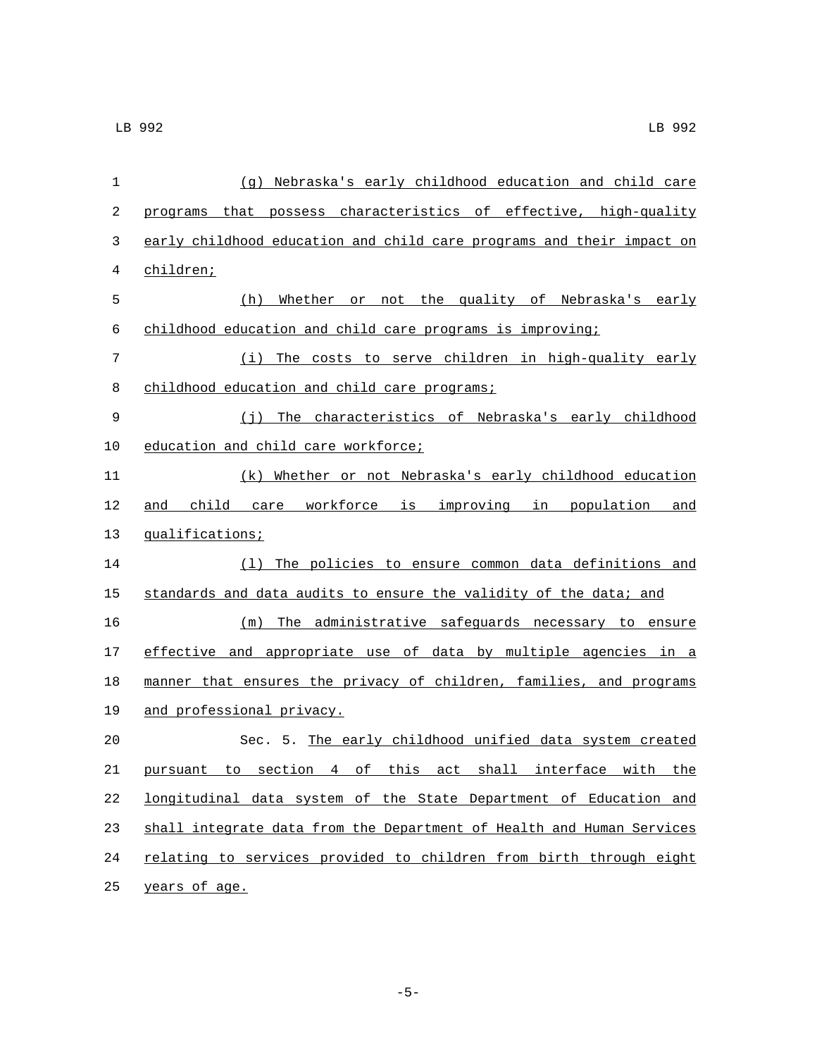(g) Nebraska's early childhood education and child care programs that possess characteristics of effective, high-quality early childhood education and child care programs and their impact on children;

(h) Whether or not the quality of Nebraska's early childhood education and child care programs is improving;

(i) The costs to serve children in high-quality early childhood education and child care programs;

(j) The characteristics of Nebraska's early childhood education and child care workforce;

(k) Whether or not Nebraska's early childhood education and child care workforce is improving in population and qualifications;

(l) The policies to ensure common data definitions and standards and data audits to ensure the validity of the data; and

(m) The administrative safeguards necessary to ensure effective and appropriate use of data by multiple agencies in a manner that ensures the privacy of children, families, and programs and professional privacy.

Sec. 5. The early childhood unified data system created pursuant to section 4 of this act shall interface with the longitudinal data system of the State Department of Education and shall integrate data from the Department of Health and Human Services relating to services provided to children from birth through eight years of age.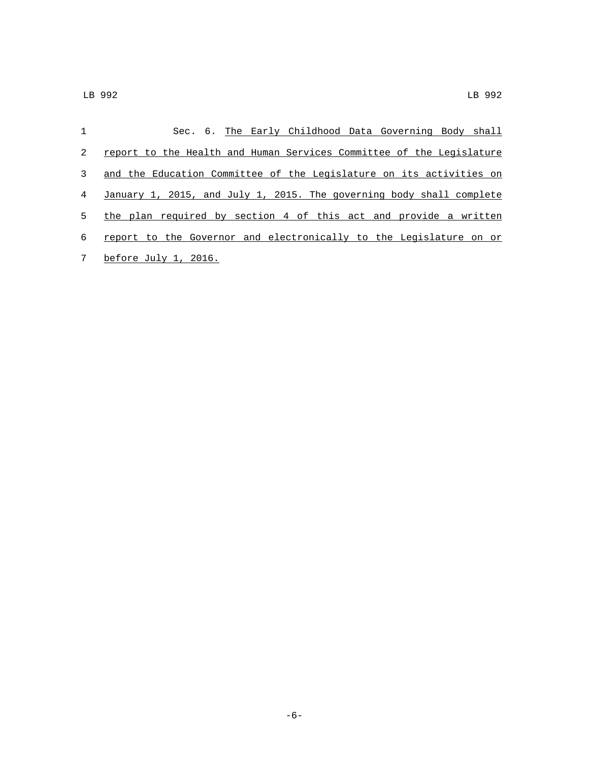Sec. 6. The Early Childhood Data Governing Body shall report to the Health and Human Services Committee of the Legislature and the Education Committee of the Legislature on its activities on January 1, 2015, and July 1, 2015. The governing body shall complete the plan required by section 4 of this act and provide a written report to the Governor and electronically to the Legislature on or before July 1, 2016.